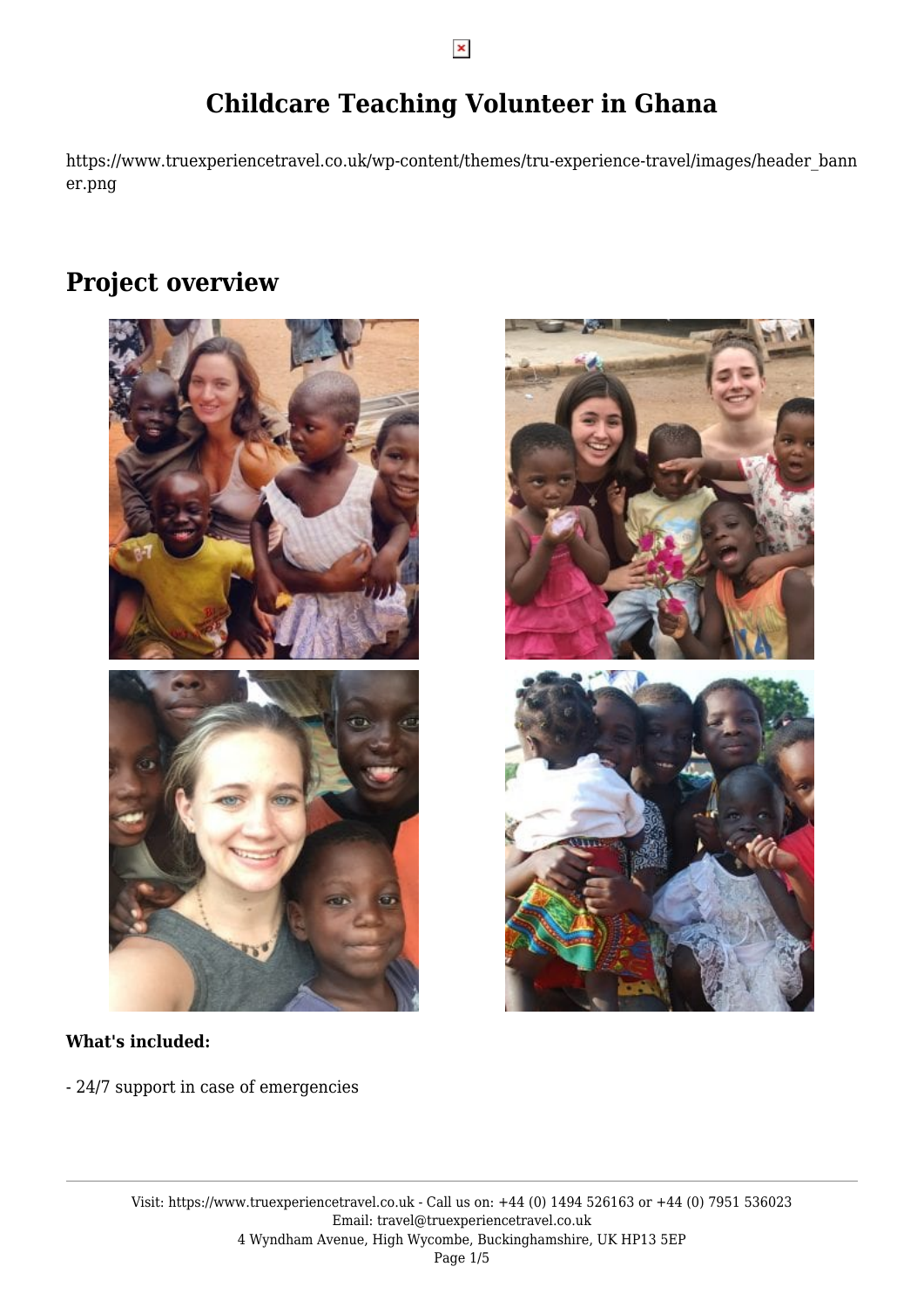# Childcare Teaching Volunteer in Ghana

https://www.truexperiencetravel.co.uk/wp-content/themes/tru-experience-travel/images/header_banner.png

## Project overview

**What's included:**

- 24/7 support in case of emergencies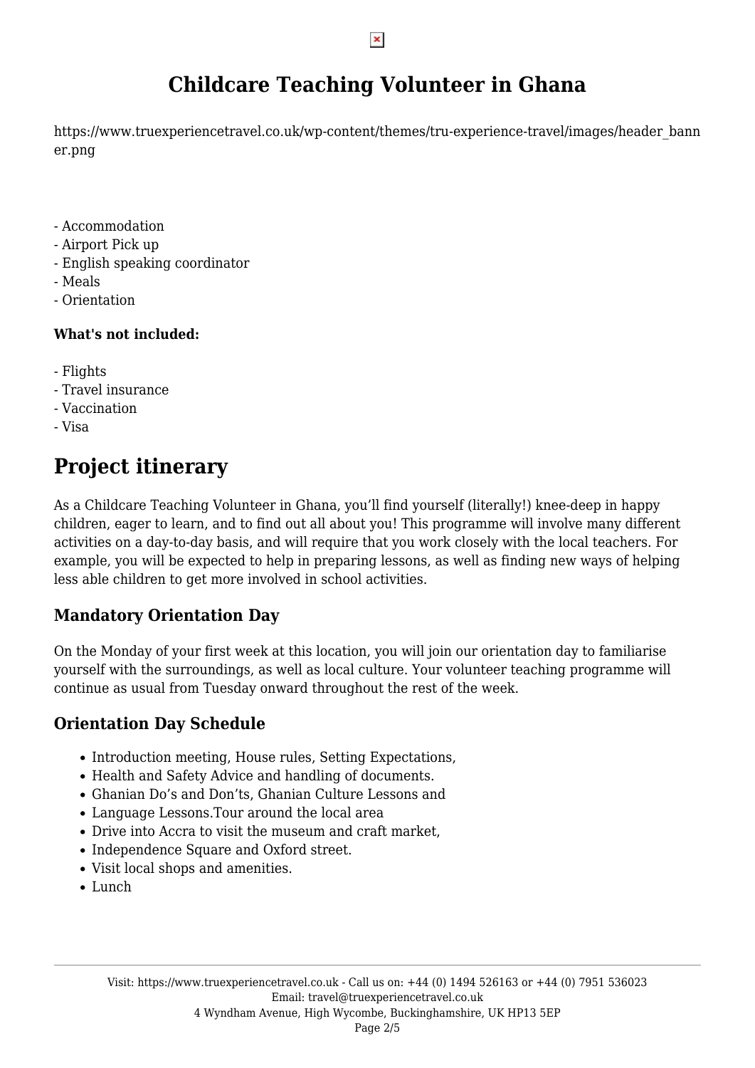# Childcare Teaching Volunteer in Ghana

https://www.truexperiencetravel.co.uk/wp-content/themes/tru-experience-travel/images/header_banner.png

- Accommodation
- Airport Pick up
- English speaking coordinator
- Meals
- Orientation

**What's not included:**

- Flights
- Travel insurance
- Vaccination
- Visa

# Project itinerary

As a Childcare Teaching Volunteer in Ghana, you'll find yourself (literally!) knee-deep in happy children, eager to learn, and to find out all about you! This programme will involve many different activities on a day-to-day basis, and will require that you work closely with the local teachers. For example, you will be expected to help in preparing lessons, as well as finding new ways of helping less able children to get more involved in school activities.

## Mandatory Orientation Day

On the Monday of your first week at this location, you will join our orientation day to familiarise yourself with the surroundings, as well as local culture. Your volunteer teaching programme will continue as usual from Tuesday onward throughout the rest of the week.

## Orientation Day Schedule

- Introduction meeting, House rules, Setting Expectations,
- Health and Safety Advice and handling of documents.
- Ghanian Do's and Don'ts, Ghanian Culture Lessons and
- Language Lessons.Tour around the local area
- Drive into Accra to visit the museum and craft market,
- Independence Square and Oxford street.
- Visit local shops and amenities.
- Lunch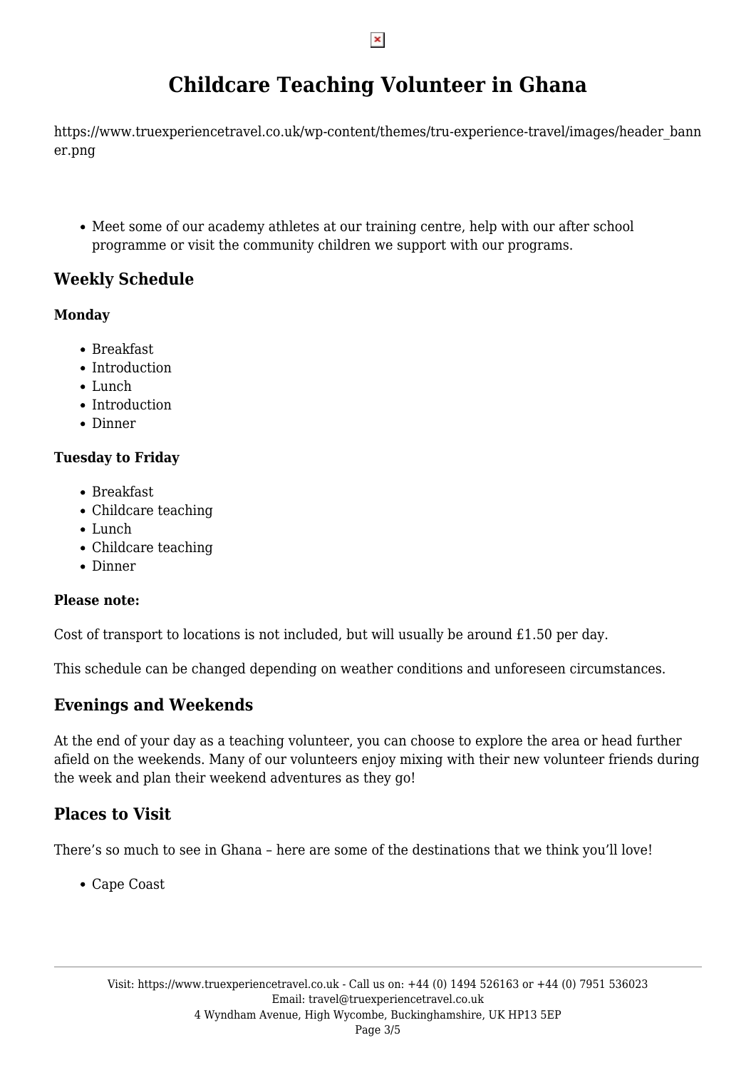# Childcare Teaching Volunteer in Ghana

https://www.truexperiencetravel.co.uk/wp-content/themes/tru-experience-travel/images/header_banner.png

- Meet some of our academy athletes at our training centre, help with our after school programme or visit the community children we support with our programs.

## Weekly Schedule

**Monday**

- Breakfast
- Introduction
- Lunch
- Introduction
- Dinner

**Tuesday to Friday**

- Breakfast
- Childcare teaching
- Lunch
- Childcare teaching
- Dinner

**Please note:**

Cost of transport to locations is not included, but will usually be around £1.50 per day.

This schedule can be changed depending on weather conditions and unforeseen circumstances.

## Evenings and Weekends

At the end of your day as a teaching volunteer, you can choose to explore the area or head further afield on the weekends. Many of our volunteers enjoy mixing with their new volunteer friends during the week and plan their weekend adventures as they go!

## Places to Visit

There's so much to see in Ghana – here are some of the destinations that we think you'll love!

- Cape Coast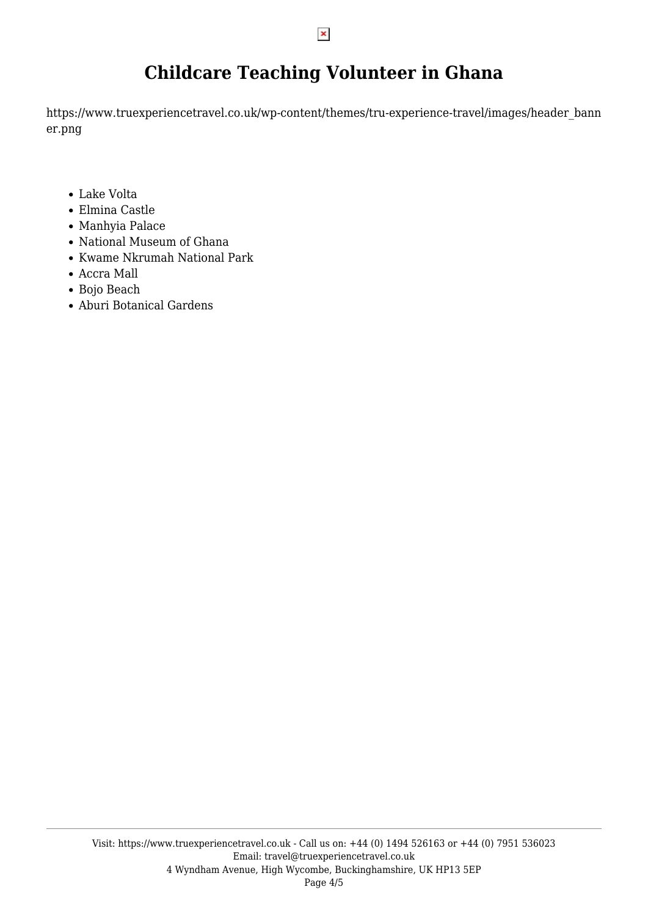# Childcare Teaching Volunteer in Ghana

https://www.truexperiencetravel.co.uk/wp-content/themes/tru-experience-travel/images/header_banner.png

- Lake Volta
- Elmina Castle
- Manhyia Palace
- National Museum of Ghana
- Kwame Nkrumah National Park
- Accra Mall
- Bojo Beach
- Aburi Botanical Gardens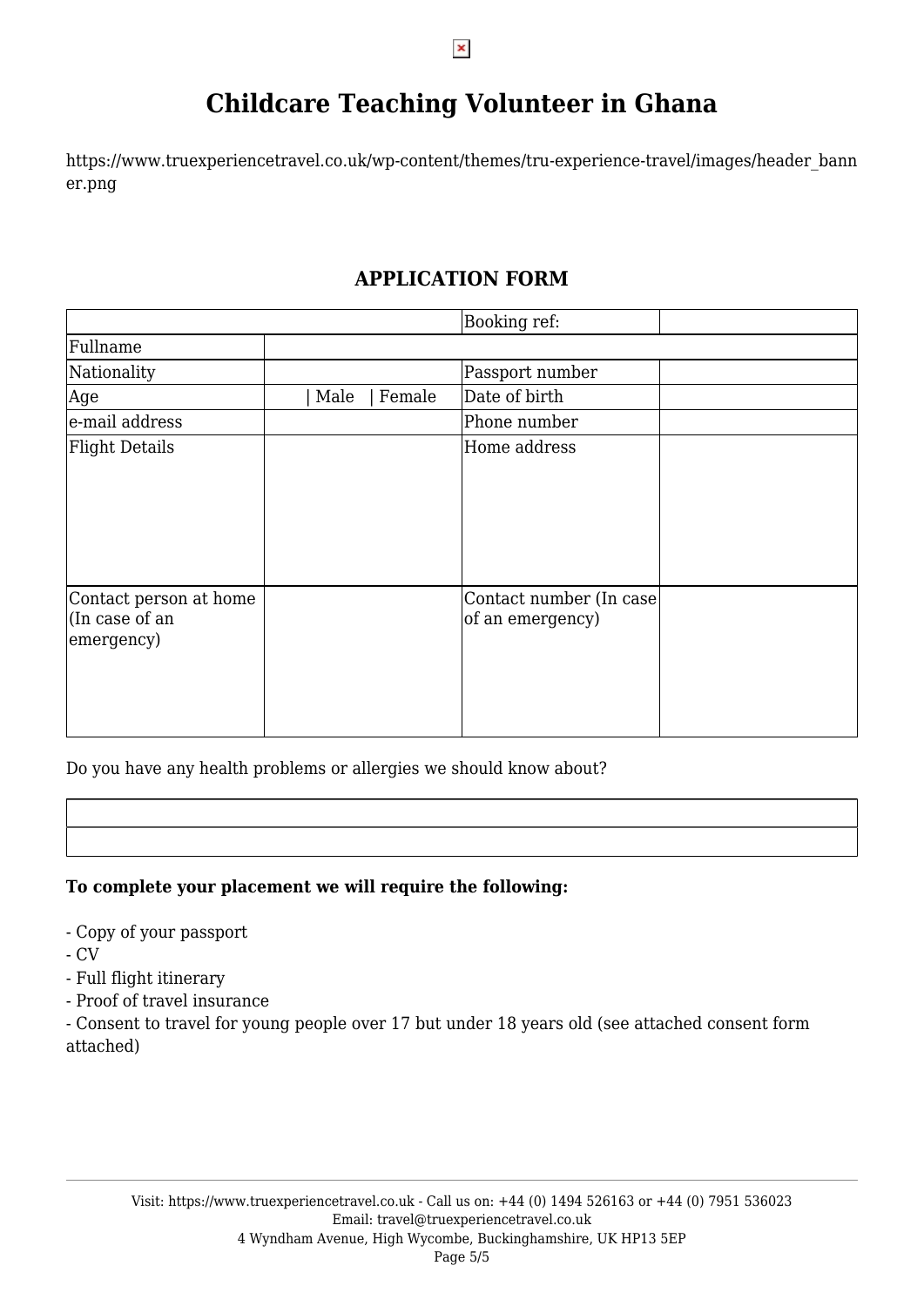# Childcare Teaching Volunteer in Ghana

https://www.truexperiencetravel.co.uk/wp-content/themes/tru-experience-travel/images/header_banner.png

## APPLICATION FORM

| | | | |
|---|---|---|---|
| | | Booking ref: | |
| Fullname | | | |
| Nationality | | Passport number | |
| Age | \| Male \| Female | Date of birth | |
| e-mail address | | Phone number | |
| Flight Details | | Home address | |
| Contact person at home (In case of an emergency) | | Contact number (In case of an emergency) | |

Do you have any health problems or allergies we should know about?

| |
|---|
| |
| |

**To complete your placement we will require the following:**

- Copy of your passport
- CV
- Full flight itinerary
- Proof of travel insurance
- Consent to travel for young people over 17 but under 18 years old (see attached consent form attached)

Visit: https://www.truexperiencetravel.co.uk - Call us on: +44 (0) 1494 526163 or +44 (0) 7951 536023
Email: travel@truexperiencetravel.co.uk
4 Wyndham Avenue, High Wycombe, Buckinghamshire, UK HP13 5EP